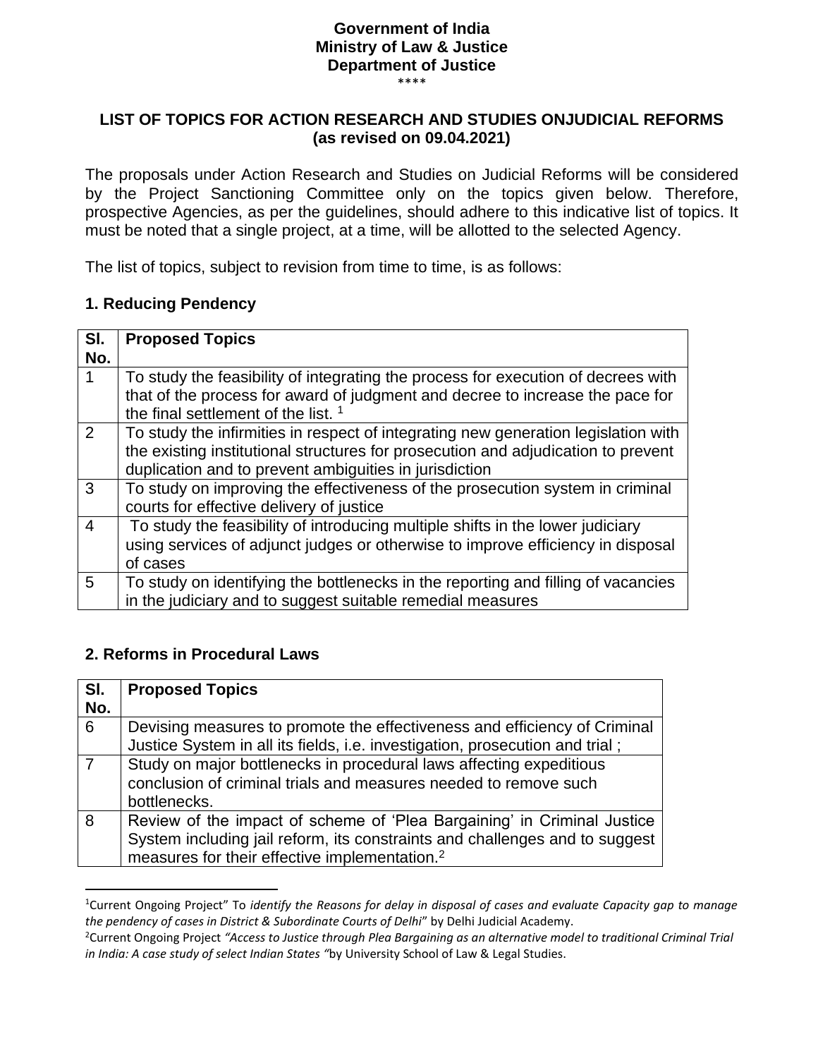**Government of India**
**Ministry of Law & Justice**
**Department of Justice**

\*\*\*\*

## LIST OF TOPICS FOR ACTION RESEARCH AND STUDIES ONJUDICIAL REFORMS (as revised on 09.04.2021)

The proposals under Action Research and Studies on Judicial Reforms will be considered by the Project Sanctioning Committee only on the topics given below. Therefore, prospective Agencies, as per the guidelines, should adhere to this indicative list of topics. It must be noted that a single project, at a time, will be allotted to the selected Agency.

The list of topics, subject to revision from time to time, is as follows:

### 1. Reducing Pendency

| Sl. No. | Proposed Topics |
|---|---|
| 1 | To study the feasibility of integrating the process for execution of decrees with that of the process for award of judgment and decree to increase the pace for the final settlement of the list. [1] |
| 2 | To study the infirmities in respect of integrating new generation legislation with the existing institutional structures for prosecution and adjudication to prevent duplication and to prevent ambiguities in jurisdiction |
| 3 | To study on improving the effectiveness of the prosecution system in criminal courts for effective delivery of justice |
| 4 | To study the feasibility of introducing multiple shifts in the lower judiciary using services of adjunct judges or otherwise to improve efficiency in disposal of cases |
| 5 | To study on identifying the bottlenecks in the reporting and filling of vacancies in the judiciary and to suggest suitable remedial measures |

### 2. Reforms in Procedural Laws

| Sl. No. | Proposed Topics |
|---|---|
| 6 | Devising measures to promote the effectiveness and efficiency of Criminal Justice System in all its fields, i.e. investigation, prosecution and trial ; |
| 7 | Study on major bottlenecks in procedural laws affecting expeditious conclusion of criminal trials and measures needed to remove such bottlenecks. |
| 8 | Review of the impact of scheme of 'Plea Bargaining' in Criminal Justice System including jail reform, its constraints and challenges and to suggest measures for their effective implementation.[2] |

---

[1] Current Ongoing Project" To *identify the Reasons for delay in disposal of cases and evaluate Capacity gap to manage the pendency of cases in District & Subordinate Courts of Delhi*" by Delhi Judicial Academy.

[2] Current Ongoing Project *"Access to Justice through Plea Bargaining as an alternative model to traditional Criminal Trial in India: A case study of select Indian States "*by University School of Law & Legal Studies.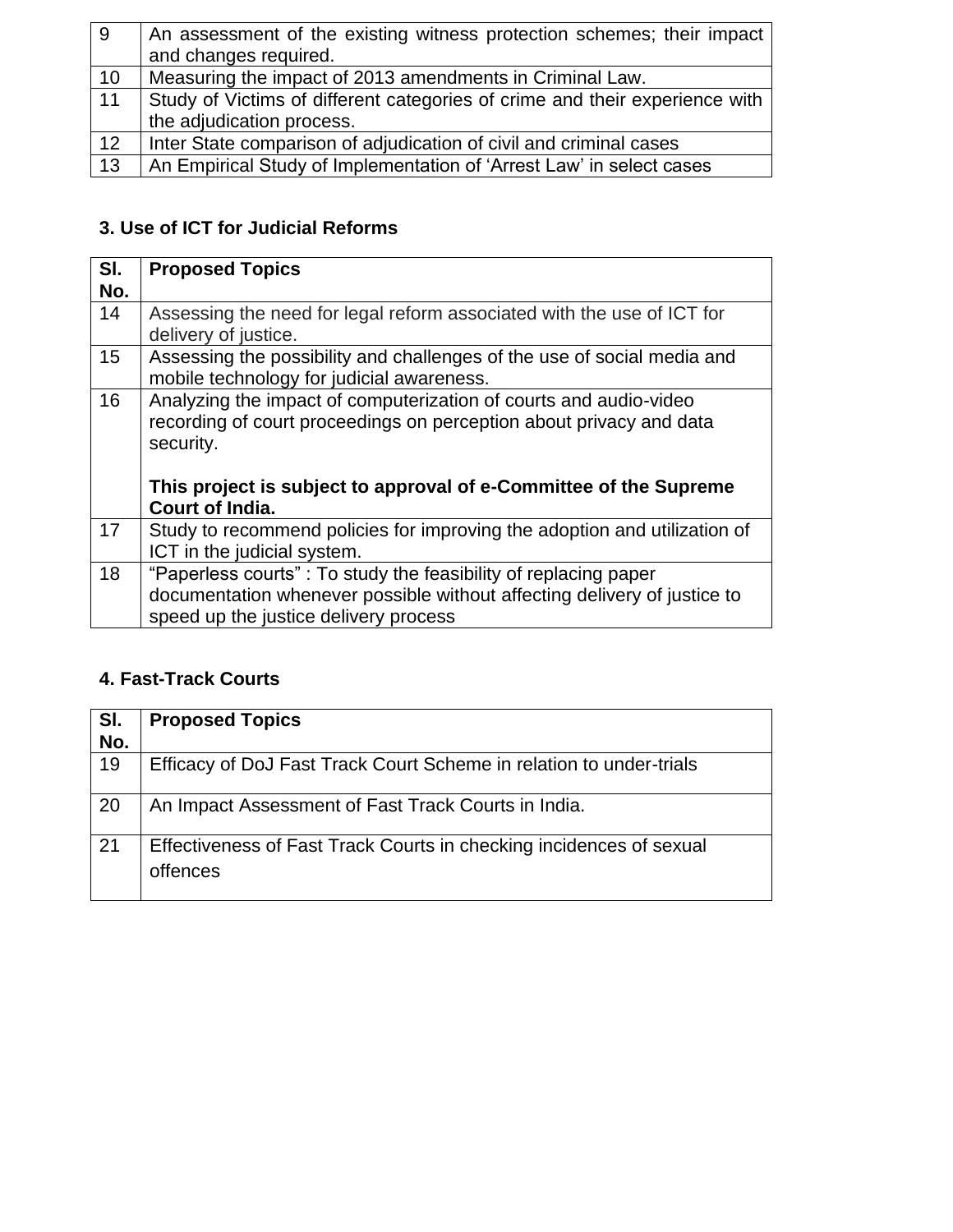| 9 | An assessment of the existing witness protection schemes; their impact and changes required. |
|---|---|
| 10 | Measuring the impact of 2013 amendments in Criminal Law. |
| 11 | Study of Victims of different categories of crime and their experience with the adjudication process. |
| 12 | Inter State comparison of adjudication of civil and criminal cases |
| 13 | An Empirical Study of Implementation of 'Arrest Law' in select cases |

### 3. Use of ICT for Judicial Reforms

| Sl. No. | Proposed Topics |
|---|---|
| 14 | Assessing the need for legal reform associated with the use of ICT for delivery of justice. |
| 15 | Assessing the possibility and challenges of the use of social media and mobile technology for judicial awareness. |
| 16 | Analyzing the impact of computerization of courts and audio-video recording of court proceedings on perception about privacy and data security.<br><br>**This project is subject to approval of e-Committee of the Supreme Court of India.** |
| 17 | Study to recommend policies for improving the adoption and utilization of ICT in the judicial system. |
| 18 | "Paperless courts" : To study the feasibility of replacing paper documentation whenever possible without affecting delivery of justice to speed up the justice delivery process |

### 4. Fast-Track Courts

| Sl. No. | Proposed Topics |
|---|---|
| 19 | Efficacy of DoJ Fast Track Court Scheme in relation to under-trials |
| 20 | An Impact Assessment of Fast Track Courts in India. |
| 21 | Effectiveness of Fast Track Courts in checking incidences of sexual offences |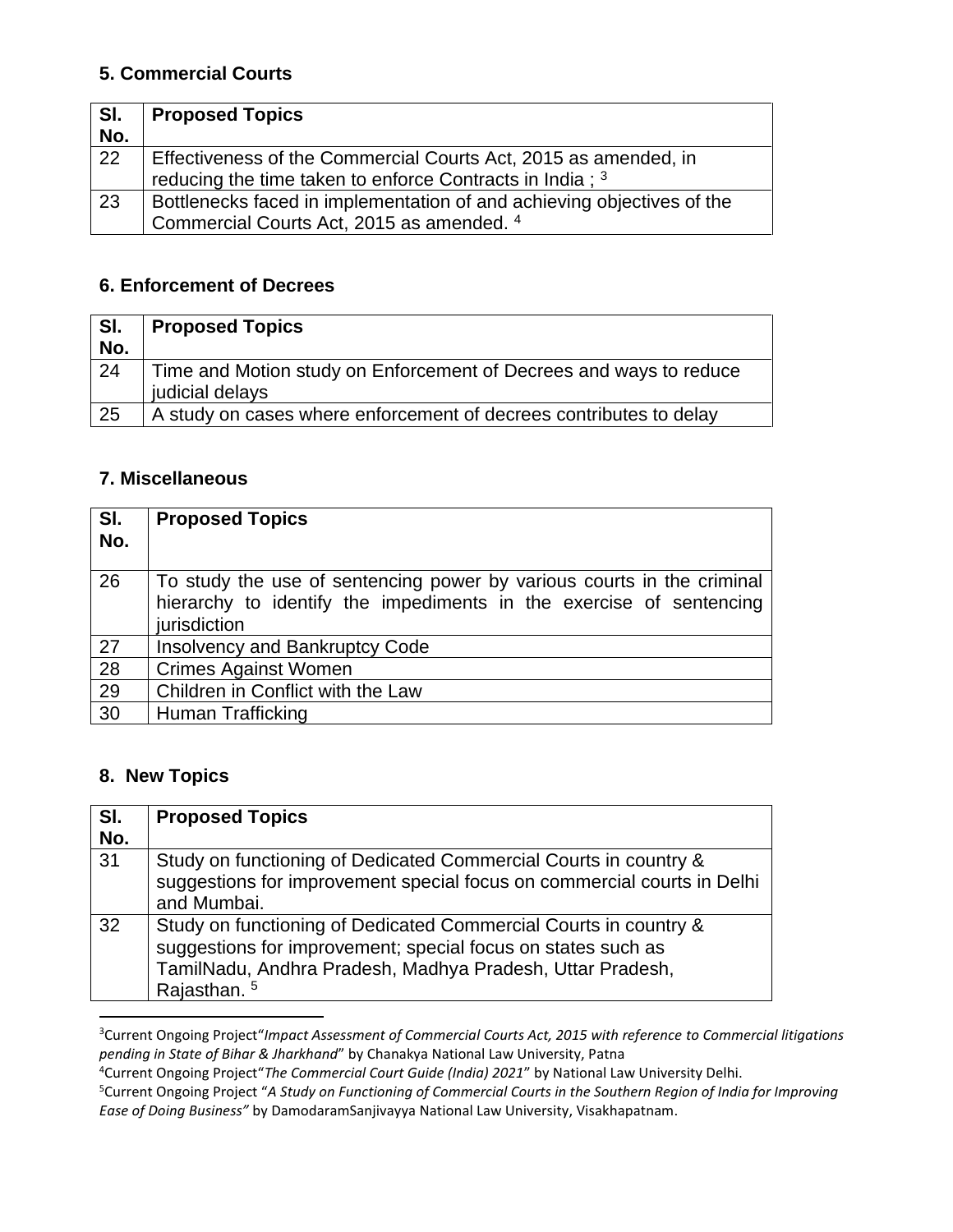### 5. Commercial Courts

| Sl. No. | Proposed Topics |
|---|---|
| 22 | Effectiveness of the Commercial Courts Act, 2015 as amended, in reducing the time taken to enforce Contracts in India ; [3] |
| 23 | Bottlenecks faced in implementation of and achieving objectives of the Commercial Courts Act, 2015 as amended. [4] |

### 6. Enforcement of Decrees

| Sl. No. | Proposed Topics |
|---|---|
| 24 | Time and Motion study on Enforcement of Decrees and ways to reduce judicial delays |
| 25 | A study on cases where enforcement of decrees contributes to delay |

### 7. Miscellaneous

| Sl. No. | Proposed Topics |
|---|---|
| 26 | To study the use of sentencing power by various courts in the criminal hierarchy to identify the impediments in the exercise of sentencing jurisdiction |
| 27 | Insolvency and Bankruptcy Code |
| 28 | Crimes Against Women |
| 29 | Children in Conflict with the Law |
| 30 | Human Trafficking |

### 8. New Topics

| Sl. No. | Proposed Topics |
|---|---|
| 31 | Study on functioning of Dedicated Commercial Courts in country & suggestions for improvement special focus on commercial courts in Delhi and Mumbai. |
| 32 | Study on functioning of Dedicated Commercial Courts in country & suggestions for improvement; special focus on states such as TamilNadu, Andhra Pradesh, Madhya Pradesh, Uttar Pradesh, Rajasthan. [5] |

---

[3] Current Ongoing Project "*Impact Assessment of Commercial Courts Act, 2015 with reference to Commercial litigations pending in State of Bihar & Jharkhand*" by Chanakya National Law University, Patna

[4] Current Ongoing Project "*The Commercial Court Guide (India) 2021*" by National Law University Delhi.

[5] Current Ongoing Project "*A Study on Functioning of Commercial Courts in the Southern Region of India for Improving Ease of Doing Business"* by DamodaramSanjivayya National Law University, Visakhapatnam.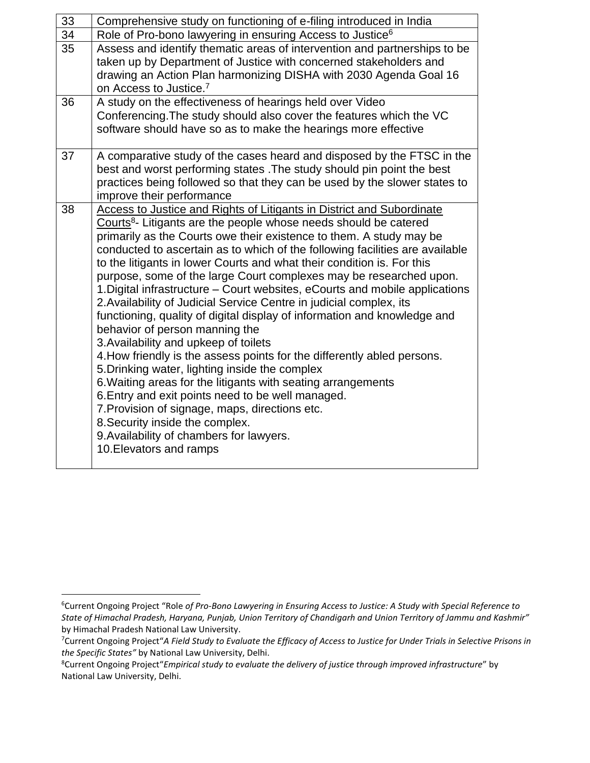| | |
|---|---|
| 33 | Comprehensive study on functioning of e-filing introduced in India |
| 34 | Role of Pro-bono lawyering in ensuring Access to Justice[6] |
| 35 | Assess and identify thematic areas of intervention and partnerships to be taken up by Department of Justice with concerned stakeholders and drawing an Action Plan harmonizing DISHA with 2030 Agenda Goal 16 on Access to Justice.[7] |
| 36 | A study on the effectiveness of hearings held over Video Conferencing.The study should also cover the features which the VC software should have so as to make the hearings more effective |
| 37 | A comparative study of the cases heard and disposed by the FTSC in the best and worst performing states .The study should pin point the best practices being followed so that they can be used by the slower states to improve their performance |
| 38 | <u>Access to Justice and Rights of Litigants in District and Subordinate Courts</u>[8]- Litigants are the people whose needs should be catered primarily as the Courts owe their existence to them. A study may be conducted to ascertain as to which of the following facilities are available to the litigants in lower Courts and what their condition is. For this purpose, some of the large Court complexes may be researched upon.<br>1.Digital infrastructure – Court websites, eCourts and mobile applications<br>2.Availability of Judicial Service Centre in judicial complex, its functioning, quality of digital display of information and knowledge and behavior of person manning the<br>3.Availability and upkeep of toilets<br>4.How friendly is the assess points for the differently abled persons.<br>5.Drinking water, lighting inside the complex<br>6.Waiting areas for the litigants with seating arrangements<br>6.Entry and exit points need to be well managed.<br>7.Provision of signage, maps, directions etc.<br>8.Security inside the complex.<br>9.Availability of chambers for lawyers.<br>10.Elevators and ramps |

[6]Current Ongoing Project "Role *of Pro-Bono Lawyering in Ensuring Access to Justice: A Study with Special Reference to State of Himachal Pradesh, Haryana, Punjab, Union Territory of Chandigarh and Union Territory of Jammu and Kashmir"* by Himachal Pradesh National Law University.

[7]Current Ongoing Project"*A Field Study to Evaluate the Efficacy of Access to Justice for Under Trials in Selective Prisons in the Specific States"* by National Law University, Delhi.

[8]Current Ongoing Project"*Empirical study to evaluate the delivery of justice through improved infrastructure*" by National Law University, Delhi.